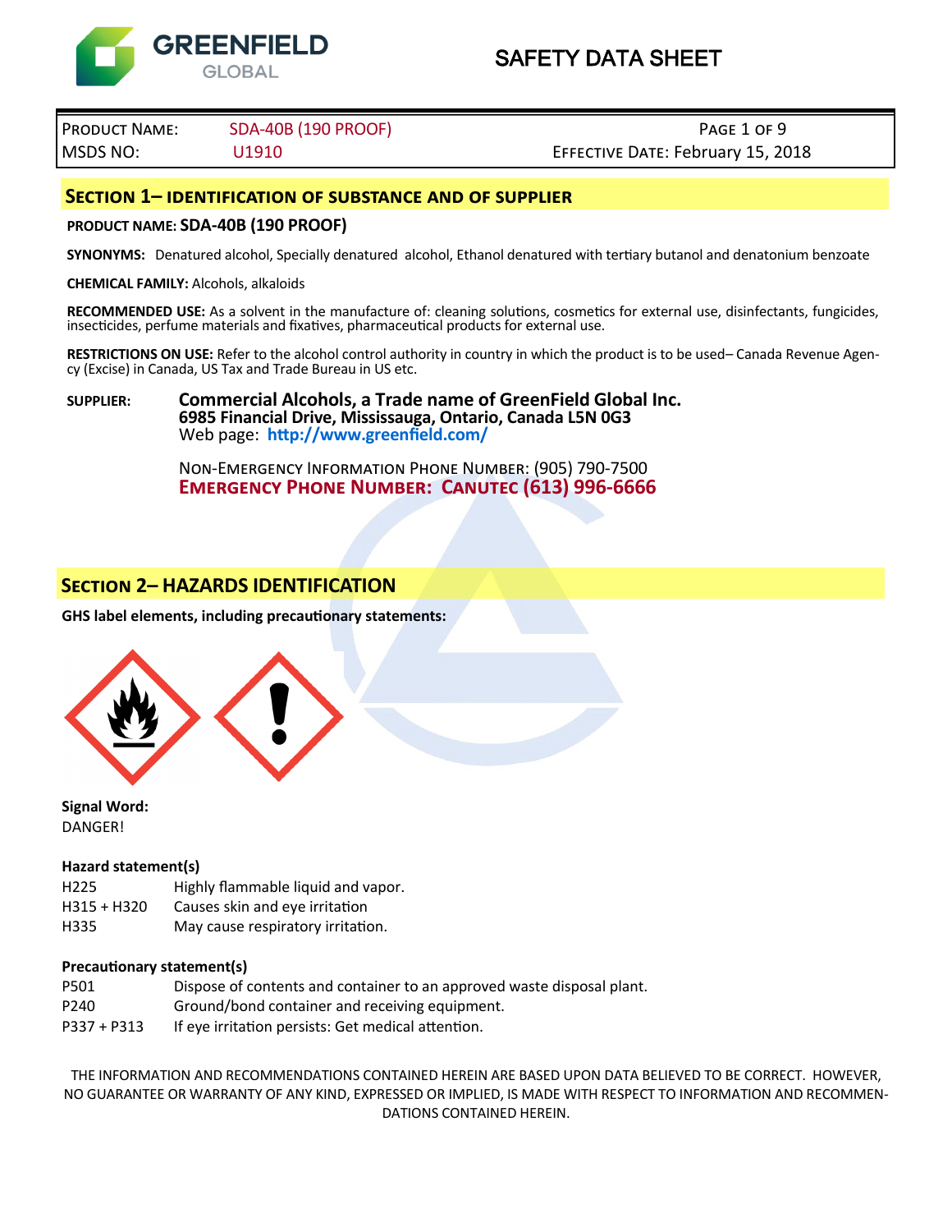# SAFETY DATA SHEET

| PRODUCT NAME: | SDA-40B (190 PROOF) | |
|---|---|---|
| MSDS NO: | U1910 | EFFECTIVE DATE: February 15, 2018 |

## SECTION 1– IDENTIFICATION OF SUBSTANCE AND OF SUPPLIER

**PRODUCT NAME: SDA-40B (190 PROOF)**

**SYNONYMS:** Denatured alcohol, Specially denatured alcohol, Ethanol denatured with tertiary butanol and denatonium benzoate

**CHEMICAL FAMILY:** Alcohols, alkaloids

**RECOMMENDED USE:** As a solvent in the manufacture of: cleaning solutions, cosmetics for external use, disinfectants, fungicides, insecticides, perfume materials and fixatives, pharmaceutical products for external use.

**RESTRICTIONS ON USE:** Refer to the alcohol control authority in country in which the product is to be used– Canada Revenue Agency (Excise) in Canada, US Tax and Trade Bureau in US etc.

**SUPPLIER:** **Commercial Alcohols, a Trade name of GreenField Global Inc.**
**6985 Financial Drive, Mississauga, Ontario, Canada L5N 0G3**
Web page: **http://www.greenfield.com/**

NON-EMERGENCY INFORMATION PHONE NUMBER: (905) 790-7500
**EMERGENCY PHONE NUMBER: CANUTEC (613) 996-6666**

## SECTION 2– HAZARDS IDENTIFICATION

**GHS label elements, including precautionary statements:**

**Signal Word:**
DANGER!

### Hazard statement(s)

| | |
|---|---|
| H225 | Highly flammable liquid and vapor. |
| H315 + H320 | Causes skin and eye irritation |
| H335 | May cause respiratory irritation. |

### Precautionary statement(s)

| | |
|---|---|
| P501 | Dispose of contents and container to an approved waste disposal plant. |
| P240 | Ground/bond container and receiving equipment. |
| P337 + P313 | If eye irritation persists: Get medical attention. |

THE INFORMATION AND RECOMMENDATIONS CONTAINED HEREIN ARE BASED UPON DATA BELIEVED TO BE CORRECT. HOWEVER, NO GUARANTEE OR WARRANTY OF ANY KIND, EXPRESSED OR IMPLIED, IS MADE WITH RESPECT TO INFORMATION AND RECOMMENDATIONS CONTAINED HEREIN.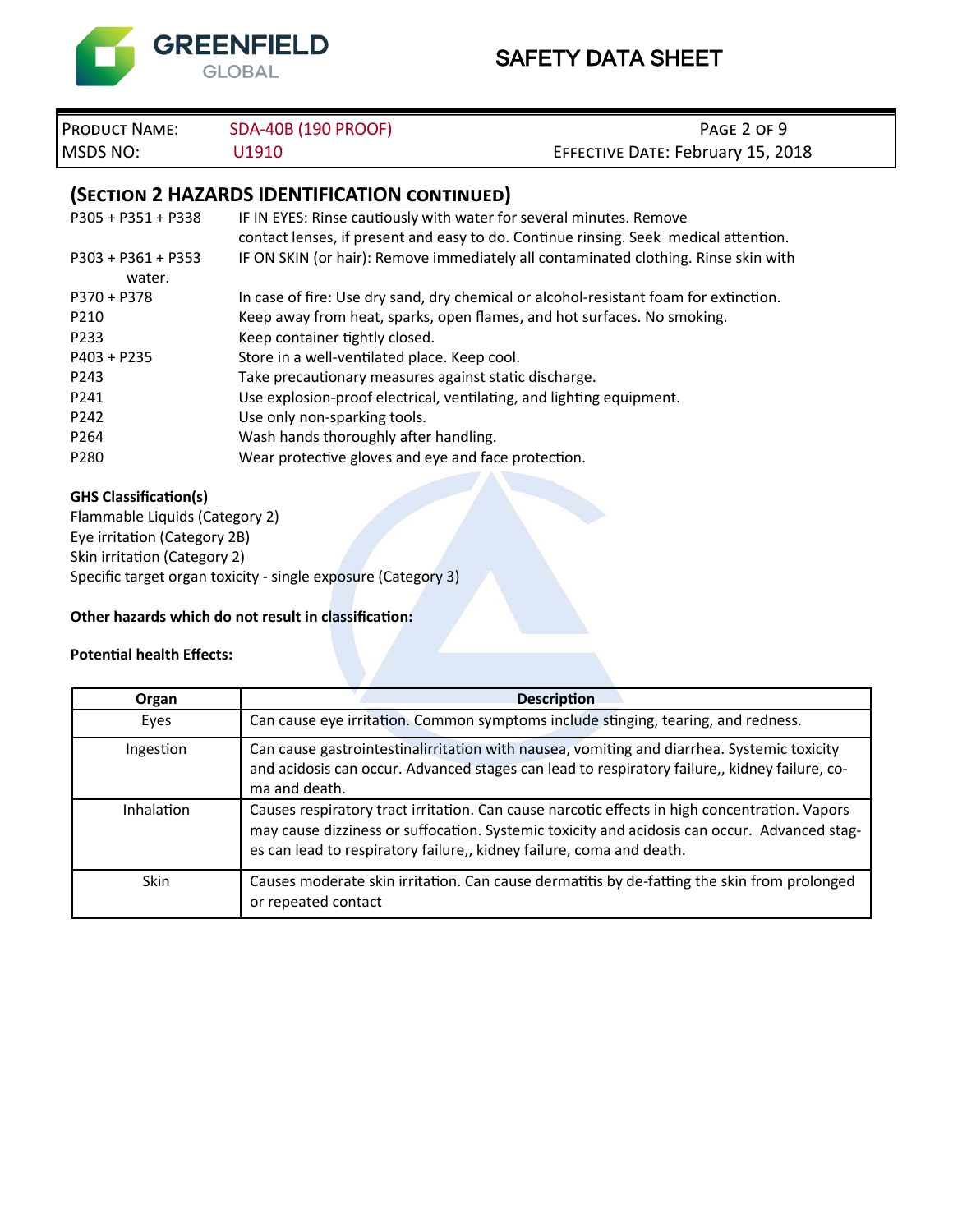## (SECTION 2 HAZARDS IDENTIFICATION CONTINUED)

| | |
|---|---|
| P305 + P351 + P338 | IF IN EYES: Rinse cautiously with water for several minutes. Remove contact lenses, if present and easy to do. Continue rinsing. Seek medical attention. |
| P303 + P361 + P353 | IF ON SKIN (or hair): Remove immediately all contaminated clothing. Rinse skin with water. |
| P370 + P378 | In case of fire: Use dry sand, dry chemical or alcohol-resistant foam for extinction. |
| P210 | Keep away from heat, sparks, open flames, and hot surfaces. No smoking. |
| P233 | Keep container tightly closed. |
| P403 + P235 | Store in a well-ventilated place. Keep cool. |
| P243 | Take precautionary measures against static discharge. |
| P241 | Use explosion-proof electrical, ventilating, and lighting equipment. |
| P242 | Use only non-sparking tools. |
| P264 | Wash hands thoroughly after handling. |
| P280 | Wear protective gloves and eye and face protection. |

**GHS Classification(s)**

Flammable Liquids (Category 2)
Eye irritation (Category 2B)
Skin irritation (Category 2)
Specific target organ toxicity - single exposure (Category 3)

**Other hazards which do not result in classification:**

**Potential health Effects:**

| Organ | Description |
|---|---|
| Eyes | Can cause eye irritation. Common symptoms include stinging, tearing, and redness. |
| Ingestion | Can cause gastrointestinalirritation with nausea, vomiting and diarrhea. Systemic toxicity and acidosis can occur. Advanced stages can lead to respiratory failure,, kidney failure, coma and death. |
| Inhalation | Causes respiratory tract irritation. Can cause narcotic effects in high concentration. Vapors may cause dizziness or suffocation. Systemic toxicity and acidosis can occur. Advanced stages can lead to respiratory failure,, kidney failure, coma and death. |
| Skin | Causes moderate skin irritation. Can cause dermatitis by de-fatting the skin from prolonged or repeated contact |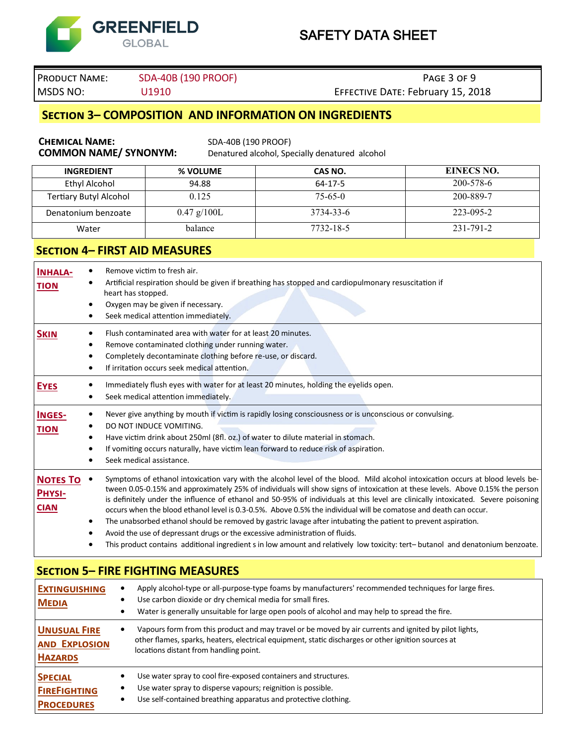| PRODUCT NAME: | SDA-40B (190 PROOF) | PAGE 3 OF 9 |
|---|---|---|
| MSDS NO: | U1910 | EFFECTIVE DATE: February 15, 2018 |

## SECTION 3– COMPOSITION AND INFORMATION ON INGREDIENTS

**CHEMICAL NAME:** SDA-40B (190 PROOF)
**COMMON NAME/ SYNONYM:** Denatured alcohol, Specially denatured alcohol

| INGREDIENT | % VOLUME | CAS NO. | EINECS NO. |
|---|---|---|---|
| Ethyl Alcohol | 94.88 | 64-17-5 | 200-578-6 |
| Tertiary Butyl Alcohol | 0.125 | 75-65-0 | 200-889-7 |
| Denatonium benzoate | 0.47 g/100L | 3734-33-6 | 223-095-2 |
| Water | balance | 7732-18-5 | 231-791-2 |

## SECTION 4– FIRST AID MEASURES

**INHALATION**
- Remove victim to fresh air.
- Artificial respiration should be given if breathing has stopped and cardiopulmonary resuscitation if heart has stopped.
- Oxygen may be given if necessary.
- Seek medical attention immediately.

**SKIN**
- Flush contaminated area with water for at least 20 minutes.
- Remove contaminated clothing under running water.
- Completely decontaminate clothing before re-use, or discard.
- If irritation occurs seek medical attention.

**EYES**
- Immediately flush eyes with water for at least 20 minutes, holding the eyelids open.
- Seek medical attention immediately.

**INGESTION**
- Never give anything by mouth if victim is rapidly losing consciousness or is unconscious or convulsing.
- DO NOT INDUCE VOMITING.
- Have victim drink about 250ml (8fl. oz.) of water to dilute material in stomach.
- If vomiting occurs naturally, have victim lean forward to reduce risk of aspiration.
- Seek medical assistance.

**NOTES TO PHYSICIAN**
- Symptoms of ethanol intoxication vary with the alcohol level of the blood. Mild alcohol intoxication occurs at blood levels between 0.05-0.15% and approximately 25% of individuals will show signs of intoxication at these levels. Above 0.15% the person is definitely under the influence of ethanol and 50-95% of individuals at this level are clinically intoxicated. Severe poisoning occurs when the blood ethanol level is 0.3-0.5%. Above 0.5% the individual will be comatose and death can occur.
- The unabsorbed ethanol should be removed by gastric lavage after intubating the patient to prevent aspiration.
- Avoid the use of depressant drugs or the excessive administration of fluids.
- This product contains additional ingredient s in low amount and relatively low toxicity: tert– butanol and denatonium benzoate.

## SECTION 5– FIRE FIGHTING MEASURES

**EXTINGUISHING MEDIA**
- Apply alcohol-type or all-purpose-type foams by manufacturers' recommended techniques for large fires.
- Use carbon dioxide or dry chemical media for small fires.
- Water is generally unsuitable for large open pools of alcohol and may help to spread the fire.

**UNUSUAL FIRE AND EXPLOSION HAZARDS**
- Vapours form from this product and may travel or be moved by air currents and ignited by pilot lights, other flames, sparks, heaters, electrical equipment, static discharges or other ignition sources at locations distant from handling point.

**SPECIAL FIREFIGHTING PROCEDURES**
- Use water spray to cool fire-exposed containers and structures.
- Use water spray to disperse vapours; reignition is possible.
- Use self-contained breathing apparatus and protective clothing.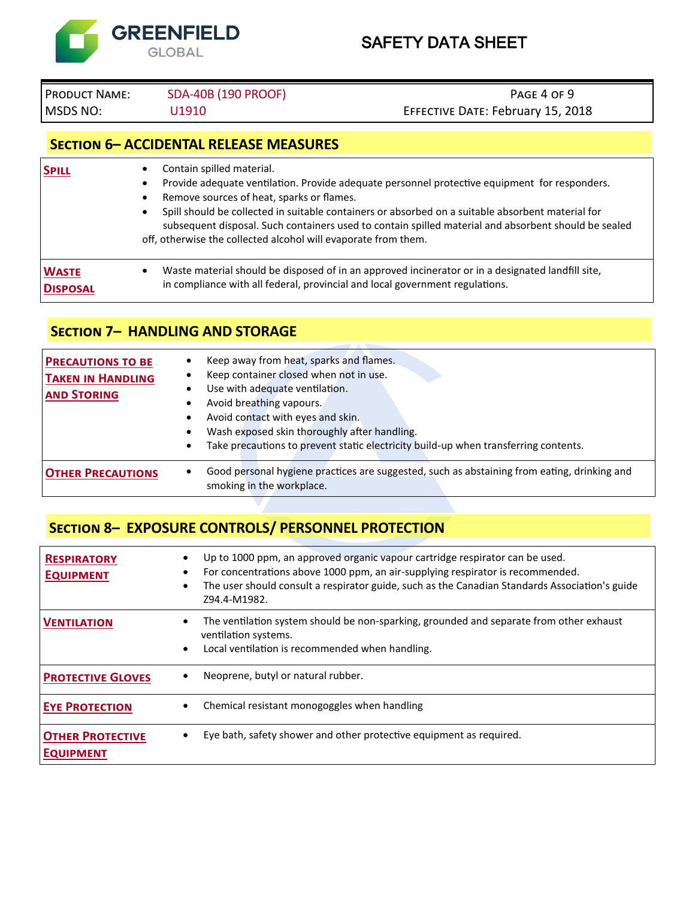| PRODUCT NAME: | SDA-40B (190 PROOF) |
| --- | --- |
| MSDS NO: | U1910 |
| EFFECTIVE DATE: | February 15, 2018 |

## SECTION 6– ACCIDENTAL RELEASE MEASURES

| | |
| --- | --- |
| **SPILL** | • Contain spilled material.<br>• Provide adequate ventilation. Provide adequate personnel protective equipment for responders.<br>• Remove sources of heat, sparks or flames.<br>• Spill should be collected in suitable containers or absorbed on a suitable absorbent material for subsequent disposal. Such containers used to contain spilled material and absorbent should be sealed off, otherwise the collected alcohol will evaporate from them. |
| **WASTE DISPOSAL** | • Waste material should be disposed of in an approved incinerator or in a designated landfill site, in compliance with all federal, provincial and local government regulations. |

## SECTION 7– HANDLING AND STORAGE

| | |
| --- | --- |
| **PRECAUTIONS TO BE TAKEN IN HANDLING AND STORING** | • Keep away from heat, sparks and flames.<br>• Keep container closed when not in use.<br>• Use with adequate ventilation.<br>• Avoid breathing vapours.<br>• Avoid contact with eyes and skin.<br>• Wash exposed skin thoroughly after handling.<br>• Take precautions to prevent static electricity build-up when transferring contents. |
| **OTHER PRECAUTIONS** | • Good personal hygiene practices are suggested, such as abstaining from eating, drinking and smoking in the workplace. |

## SECTION 8– EXPOSURE CONTROLS/ PERSONNEL PROTECTION

| | |
| --- | --- |
| **RESPIRATORY EQUIPMENT** | • Up to 1000 ppm, an approved organic vapour cartridge respirator can be used.<br>• For concentrations above 1000 ppm, an air-supplying respirator is recommended.<br>• The user should consult a respirator guide, such as the Canadian Standards Association's guide Z94.4-M1982. |
| **VENTILATION** | • The ventilation system should be non-sparking, grounded and separate from other exhaust ventilation systems.<br>• Local ventilation is recommended when handling. |
| **PROTECTIVE GLOVES** | • Neoprene, butyl or natural rubber. |
| **EYE PROTECTION** | • Chemical resistant monogoggles when handling |
| **OTHER PROTECTIVE EQUIPMENT** | • Eye bath, safety shower and other protective equipment as required. |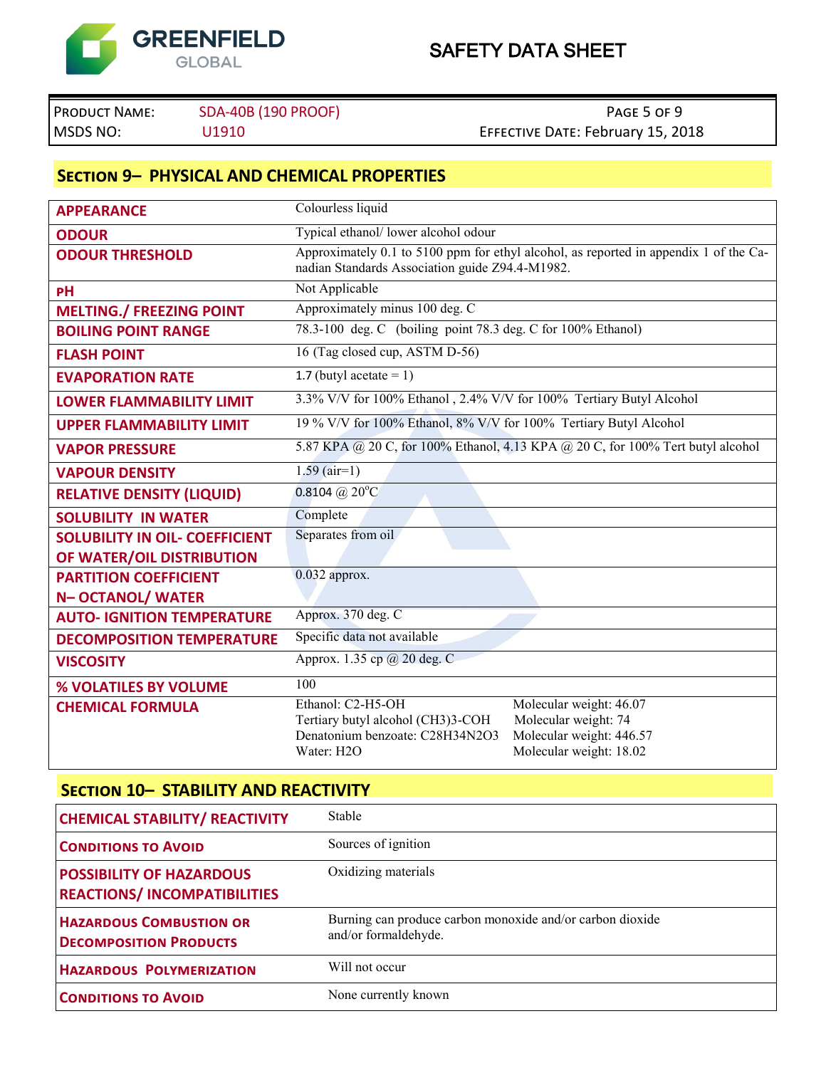## SECTION 9– PHYSICAL AND CHEMICAL PROPERTIES

| | |
|---|---|
| **APPEARANCE** | Colourless liquid |
| **ODOUR** | Typical ethanol/ lower alcohol odour |
| **ODOUR THRESHOLD** | Approximately 0.1 to 5100 ppm for ethyl alcohol, as reported in appendix 1 of the Canadian Standards Association guide Z94.4-M1982. |
| **pH** | Not Applicable |
| **MELTING./ FREEZING POINT** | Approximately minus 100 deg. C |
| **BOILING POINT RANGE** | 78.3-100 deg. C (boiling point 78.3 deg. C for 100% Ethanol) |
| **FLASH POINT** | 16 (Tag closed cup, ASTM D-56) |
| **EVAPORATION RATE** | 1.7 (butyl acetate = 1) |
| **LOWER FLAMMABILITY LIMIT** | 3.3% V/V for 100% Ethanol , 2.4% V/V for 100% Tertiary Butyl Alcohol |
| **UPPER FLAMMABILITY LIMIT** | 19 % V/V for 100% Ethanol, 8% V/V for 100% Tertiary Butyl Alcohol |
| **VAPOR PRESSURE** | 5.87 KPA @ 20 C, for 100% Ethanol, 4.13 KPA @ 20 C, for 100% Tert butyl alcohol |
| **VAPOUR DENSITY** | 1.59 (air=1) |
| **RELATIVE DENSITY (LIQUID)** | 0.8104 @ 20°C |
| **SOLUBILITY IN WATER** | Complete |
| **SOLUBILITY IN OIL- COEFFICIENT OF WATER/OIL DISTRIBUTION** | Separates from oil |
| **PARTITION COEFFICIENT N– OCTANOL/ WATER** | 0.032 approx. |
| **AUTO- IGNITION TEMPERATURE** | Approx. 370 deg. C |
| **DECOMPOSITION TEMPERATURE** | Specific data not available |
| **VISCOSITY** | Approx. 1.35 cp @ 20 deg. C |
| **% VOLATILES BY VOLUME** | 100 |
| **CHEMICAL FORMULA** | Ethanol: C2-H5-OH — Molecular weight: 46.07<br>Tertiary butyl alcohol (CH3)3-COH — Molecular weight: 74<br>Denatonium benzoate: C28H34N2O3 — Molecular weight: 446.57<br>Water: H2O — Molecular weight: 18.02 |

## SECTION 10– STABILITY AND REACTIVITY

| | |
|---|---|
| **CHEMICAL STABILITY/ REACTIVITY** | Stable |
| **CONDITIONS TO AVOID** | Sources of ignition |
| **POSSIBILITY OF HAZARDOUS REACTIONS/ INCOMPATIBILITIES** | Oxidizing materials |
| **HAZARDOUS COMBUSTION OR DECOMPOSITION PRODUCTS** | Burning can produce carbon monoxide and/or carbon dioxide and/or formaldehyde. |
| **HAZARDOUS POLYMERIZATION** | Will not occur |
| **CONDITIONS TO AVOID** | None currently known |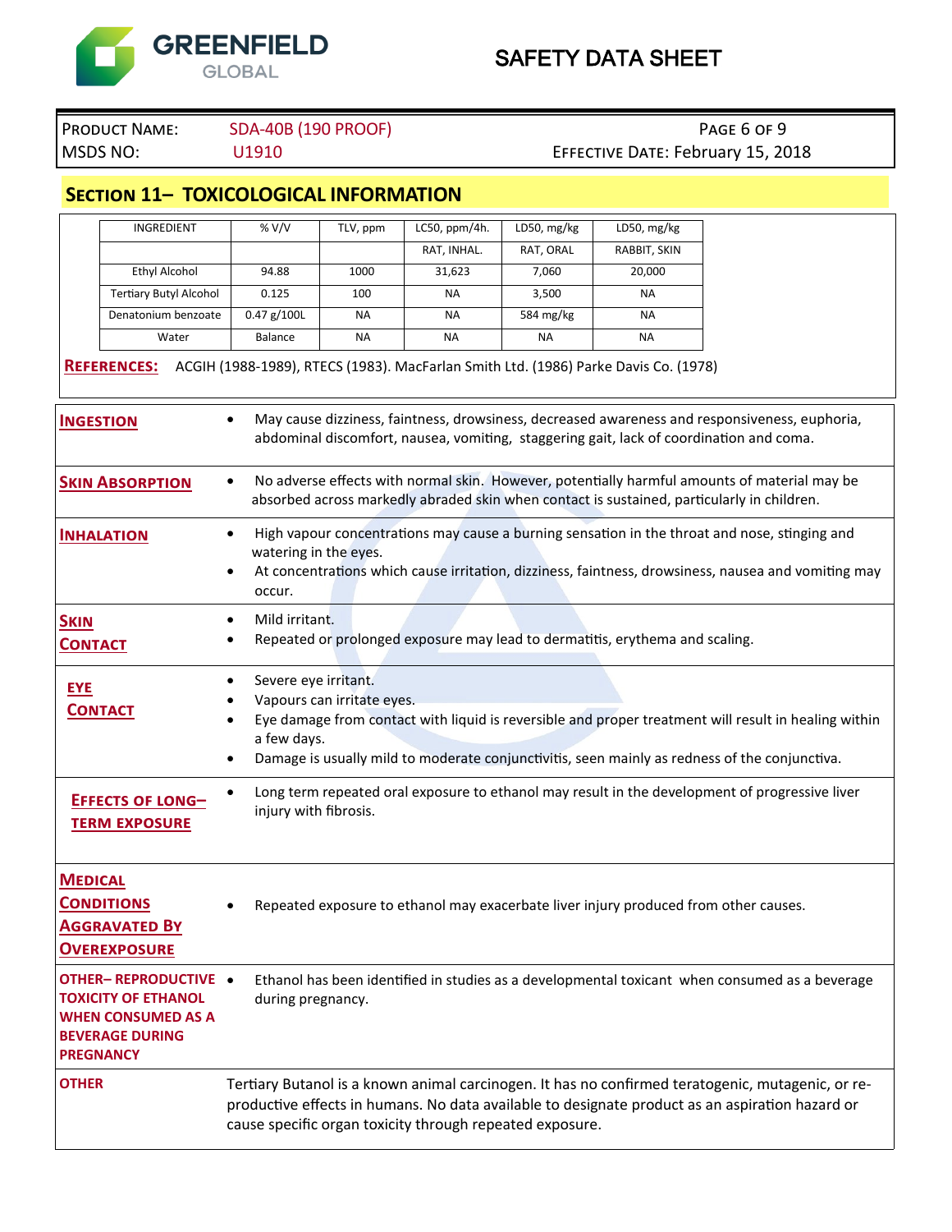## SECTION 11– TOXICOLOGICAL INFORMATION

| INGREDIENT | % V/V | TLV, ppm | LC50, ppm/4h. | LD50, mg/kg | LD50, mg/kg |
|---|---|---|---|---|---|
| | | | RAT, INHAL. | RAT, ORAL | RABBIT, SKIN |
| Ethyl Alcohol | 94.88 | 1000 | 31,623 | 7,060 | 20,000 |
| Tertiary Butyl Alcohol | 0.125 | 100 | NA | 3,500 | NA |
| Denatonium benzoate | 0.47 g/100L | NA | NA | 584 mg/kg | NA |
| Water | Balance | NA | NA | NA | NA |

**REFERENCES:** ACGIH (1988-1989), RTECS (1983). MacFarlan Smith Ltd. (1986) Parke Davis Co. (1978)

**INGESTION**

- May cause dizziness, faintness, drowsiness, decreased awareness and responsiveness, euphoria, abdominal discomfort, nausea, vomiting, staggering gait, lack of coordination and coma.

**SKIN ABSORPTION**

- No adverse effects with normal skin. However, potentially harmful amounts of material may be absorbed across markedly abraded skin when contact is sustained, particularly in children.

**INHALATION**

- High vapour concentrations may cause a burning sensation in the throat and nose, stinging and watering in the eyes.
- At concentrations which cause irritation, dizziness, faintness, drowsiness, nausea and vomiting may occur.

**SKIN CONTACT**

- Mild irritant.
- Repeated or prolonged exposure may lead to dermatitis, erythema and scaling.

**EYE CONTACT**

- Severe eye irritant.
- Vapours can irritate eyes.
- Eye damage from contact with liquid is reversible and proper treatment will result in healing within a few days.
- Damage is usually mild to moderate conjunctivitis, seen mainly as redness of the conjunctiva.

**EFFECTS OF LONG–TERM EXPOSURE**

- Long term repeated oral exposure to ethanol may result in the development of progressive liver injury with fibrosis.

**MEDICAL CONDITIONS AGGRAVATED BY OVEREXPOSURE**

- Repeated exposure to ethanol may exacerbate liver injury produced from other causes.

**OTHER– REPRODUCTIVE TOXICITY OF ETHANOL WHEN CONSUMED AS A BEVERAGE DURING PREGNANCY**

- Ethanol has been identified in studies as a developmental toxicant when consumed as a beverage during pregnancy.

**OTHER**

Tertiary Butanol is a known animal carcinogen. It has no confirmed teratogenic, mutagenic, or reproductive effects in humans. No data available to designate product as an aspiration hazard or cause specific organ toxicity through repeated exposure.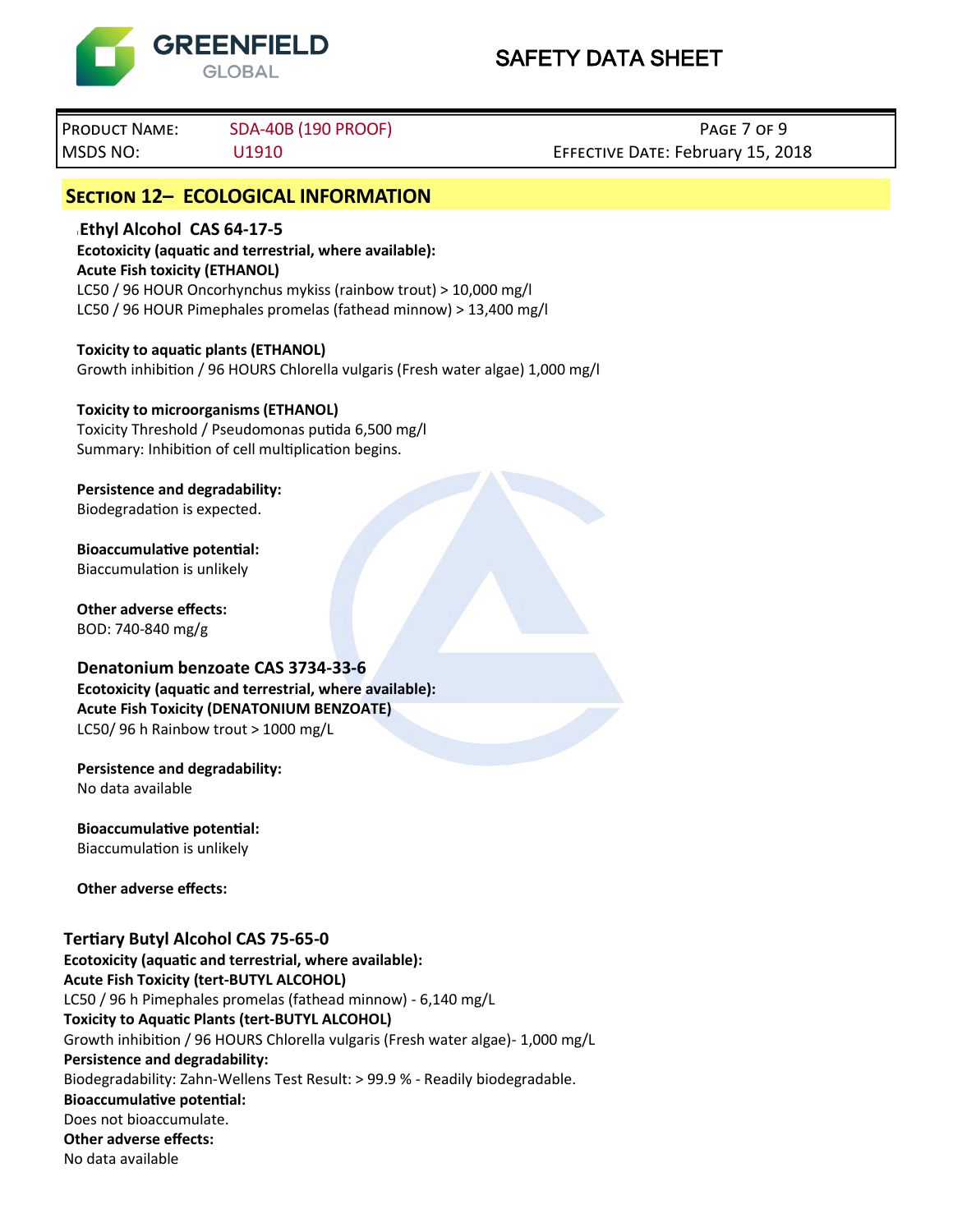## SECTION 12– ECOLOGICAL INFORMATION

### Ethyl Alcohol CAS 64-17-5

**Ecotoxicity (aquatic and terrestrial, where available):**

**Acute Fish toxicity (ETHANOL)**

LC50 / 96 HOUR Oncorhynchus mykiss (rainbow trout) > 10,000 mg/l

LC50 / 96 HOUR Pimephales promelas (fathead minnow) > 13,400 mg/l

**Toxicity to aquatic plants (ETHANOL)**

Growth inhibition / 96 HOURS Chlorella vulgaris (Fresh water algae) 1,000 mg/l

**Toxicity to microorganisms (ETHANOL)**

Toxicity Threshold / Pseudomonas putida 6,500 mg/l

Summary: Inhibition of cell multiplication begins.

**Persistence and degradability:**

Biodegradation is expected.

**Bioaccumulative potential:**

Biaccumulation is unlikely

**Other adverse effects:**

BOD: 740-840 mg/g

### Denatonium benzoate CAS 3734-33-6

**Ecotoxicity (aquatic and terrestrial, where available):**

**Acute Fish Toxicity (DENATONIUM BENZOATE)**

LC50/ 96 h Rainbow trout > 1000 mg/L

**Persistence and degradability:**

No data available

**Bioaccumulative potential:**

Biaccumulation is unlikely

**Other adverse effects:**

### Tertiary Butyl Alcohol CAS 75-65-0

**Ecotoxicity (aquatic and terrestrial, where available):**

**Acute Fish Toxicity (tert-BUTYL ALCOHOL)**

LC50 / 96 h Pimephales promelas (fathead minnow) - 6,140 mg/L

**Toxicity to Aquatic Plants (tert-BUTYL ALCOHOL)**

Growth inhibition / 96 HOURS Chlorella vulgaris (Fresh water algae)- 1,000 mg/L

**Persistence and degradability:**

Biodegradability: Zahn-Wellens Test Result: > 99.9 % - Readily biodegradable.

**Bioaccumulative potential:**

Does not bioaccumulate.

**Other adverse effects:**

No data available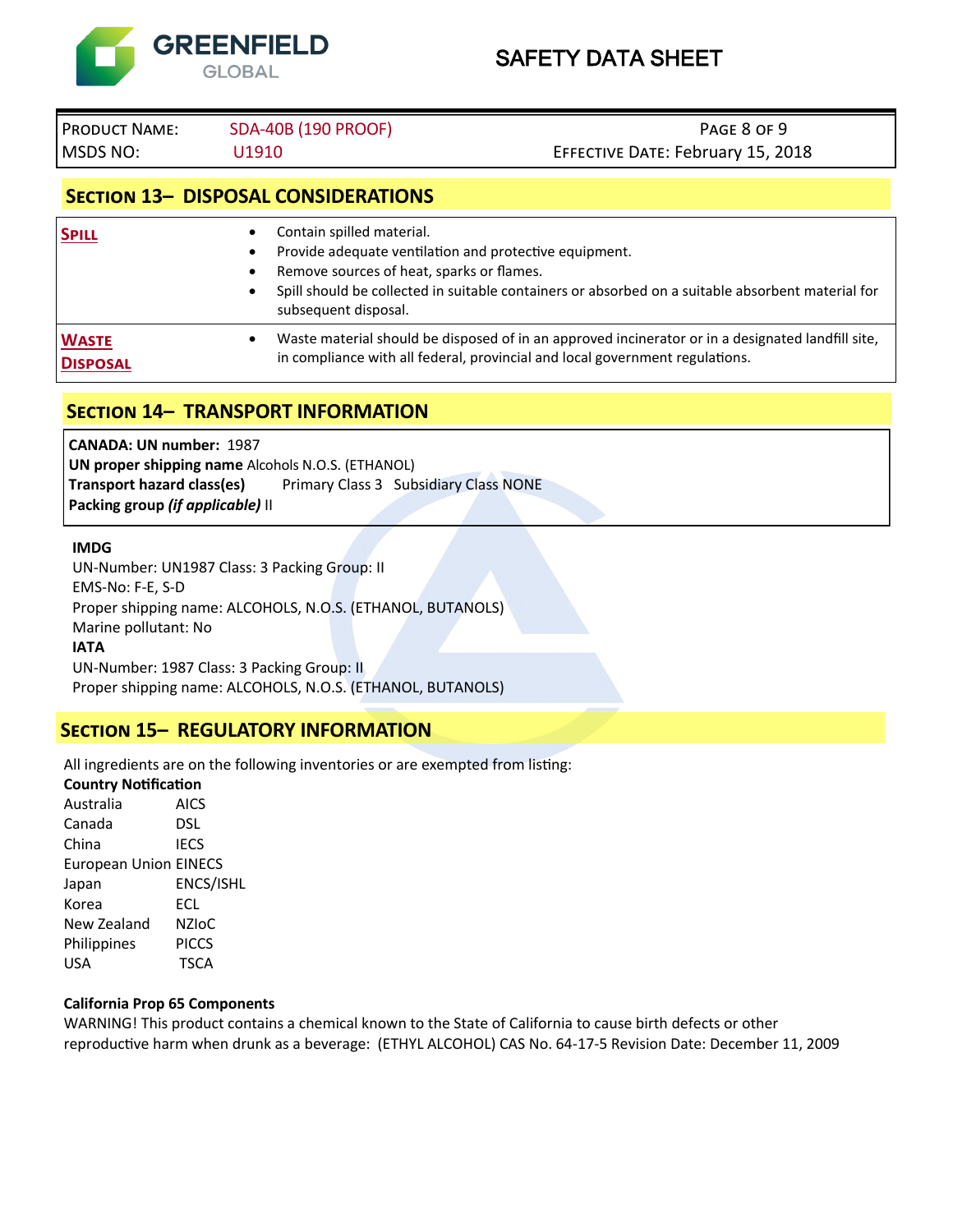| PRODUCT NAME: | SDA-40B (190 PROOF) | |
|---|---|---|
| MSDS NO: | U1910 | EFFECTIVE DATE: February 15, 2018 |

## SECTION 13– DISPOSAL CONSIDERATIONS

| | |
|---|---|
| **SPILL** | • Contain spilled material.<br>• Provide adequate ventilation and protective equipment.<br>• Remove sources of heat, sparks or flames.<br>• Spill should be collected in suitable containers or absorbed on a suitable absorbent material for subsequent disposal. |
| **WASTE DISPOSAL** | • Waste material should be disposed of in an approved incinerator or in a designated landfill site, in compliance with all federal, provincial and local government regulations. |

## SECTION 14– TRANSPORT INFORMATION

**CANADA: UN number:** 1987
**UN proper shipping name** Alcohols N.O.S. (ETHANOL)
**Transport hazard class(es)** Primary Class 3 Subsidiary Class NONE
**Packing group *(if applicable)*** II

**IMDG**
UN-Number: UN1987 Class: 3 Packing Group: II
EMS-No: F-E, S-D
Proper shipping name: ALCOHOLS, N.O.S. (ETHANOL, BUTANOLS)
Marine pollutant: No
**IATA**
UN-Number: 1987 Class: 3 Packing Group: II
Proper shipping name: ALCOHOLS, N.O.S. (ETHANOL, BUTANOLS)

## SECTION 15– REGULATORY INFORMATION

All ingredients are on the following inventories or are exempted from listing:

| **Country** | **Notification** |
|---|---|
| Australia | AICS |
| Canada | DSL |
| China | IECS |
| European Union | EINECS |
| Japan | ENCS/ISHL |
| Korea | ECL |
| New Zealand | NZIoC |
| Philippines | PICCS |
| USA | TSCA |

**California Prop 65 Components**
WARNING! This product contains a chemical known to the State of California to cause birth defects or other reproductive harm when drunk as a beverage: (ETHYL ALCOHOL) CAS No. 64-17-5 Revision Date: December 11, 2009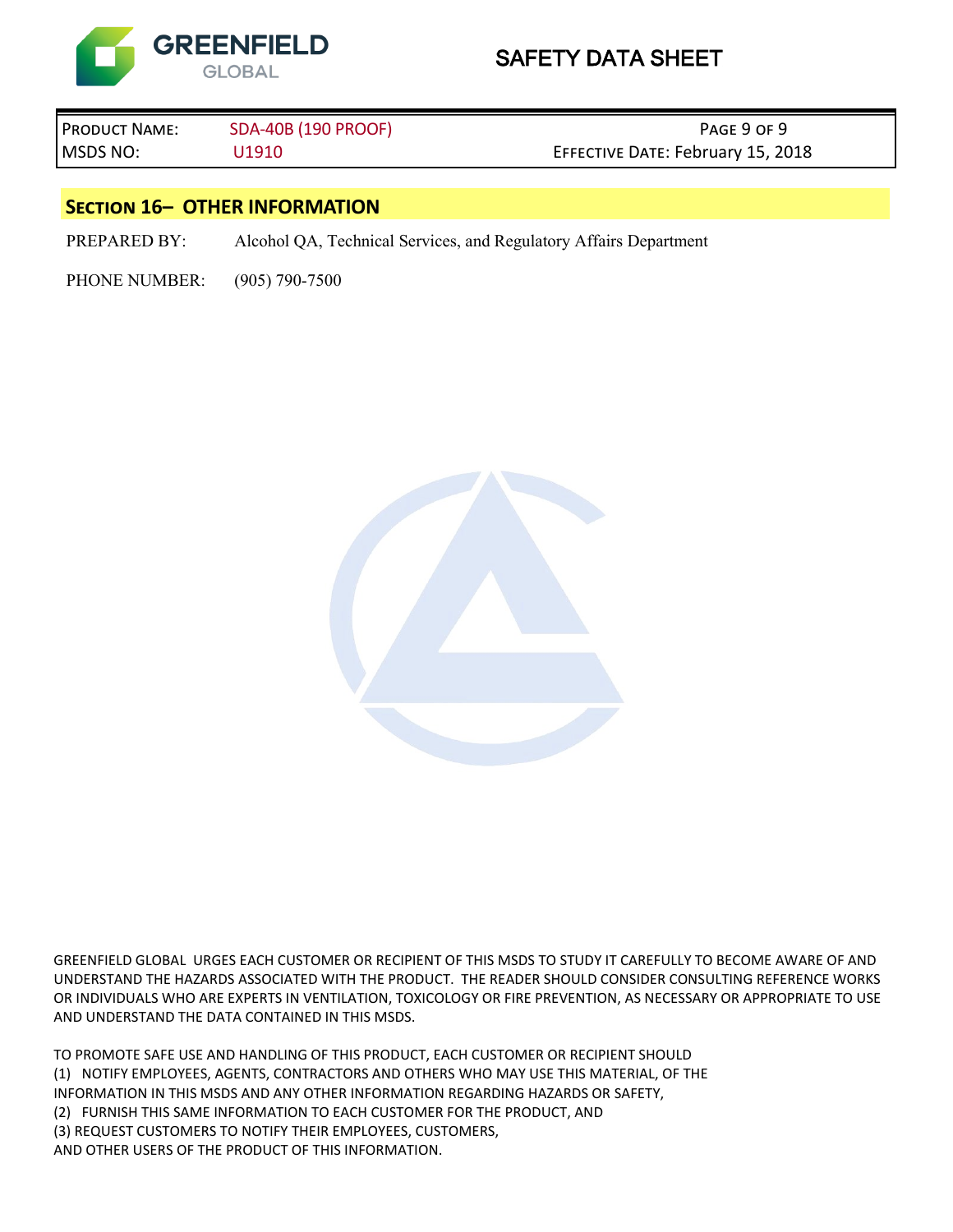## SECTION 16– OTHER INFORMATION

PREPARED BY: Alcohol QA, Technical Services, and Regulatory Affairs Department

PHONE NUMBER: (905) 790-7500

GREENFIELD GLOBAL URGES EACH CUSTOMER OR RECIPIENT OF THIS MSDS TO STUDY IT CAREFULLY TO BECOME AWARE OF AND UNDERSTAND THE HAZARDS ASSOCIATED WITH THE PRODUCT. THE READER SHOULD CONSIDER CONSULTING REFERENCE WORKS OR INDIVIDUALS WHO ARE EXPERTS IN VENTILATION, TOXICOLOGY OR FIRE PREVENTION, AS NECESSARY OR APPROPRIATE TO USE AND UNDERSTAND THE DATA CONTAINED IN THIS MSDS.

TO PROMOTE SAFE USE AND HANDLING OF THIS PRODUCT, EACH CUSTOMER OR RECIPIENT SHOULD
(1) NOTIFY EMPLOYEES, AGENTS, CONTRACTORS AND OTHERS WHO MAY USE THIS MATERIAL, OF THE INFORMATION IN THIS MSDS AND ANY OTHER INFORMATION REGARDING HAZARDS OR SAFETY,
(2) FURNISH THIS SAME INFORMATION TO EACH CUSTOMER FOR THE PRODUCT, AND
(3) REQUEST CUSTOMERS TO NOTIFY THEIR EMPLOYEES, CUSTOMERS, AND OTHER USERS OF THE PRODUCT OF THIS INFORMATION.